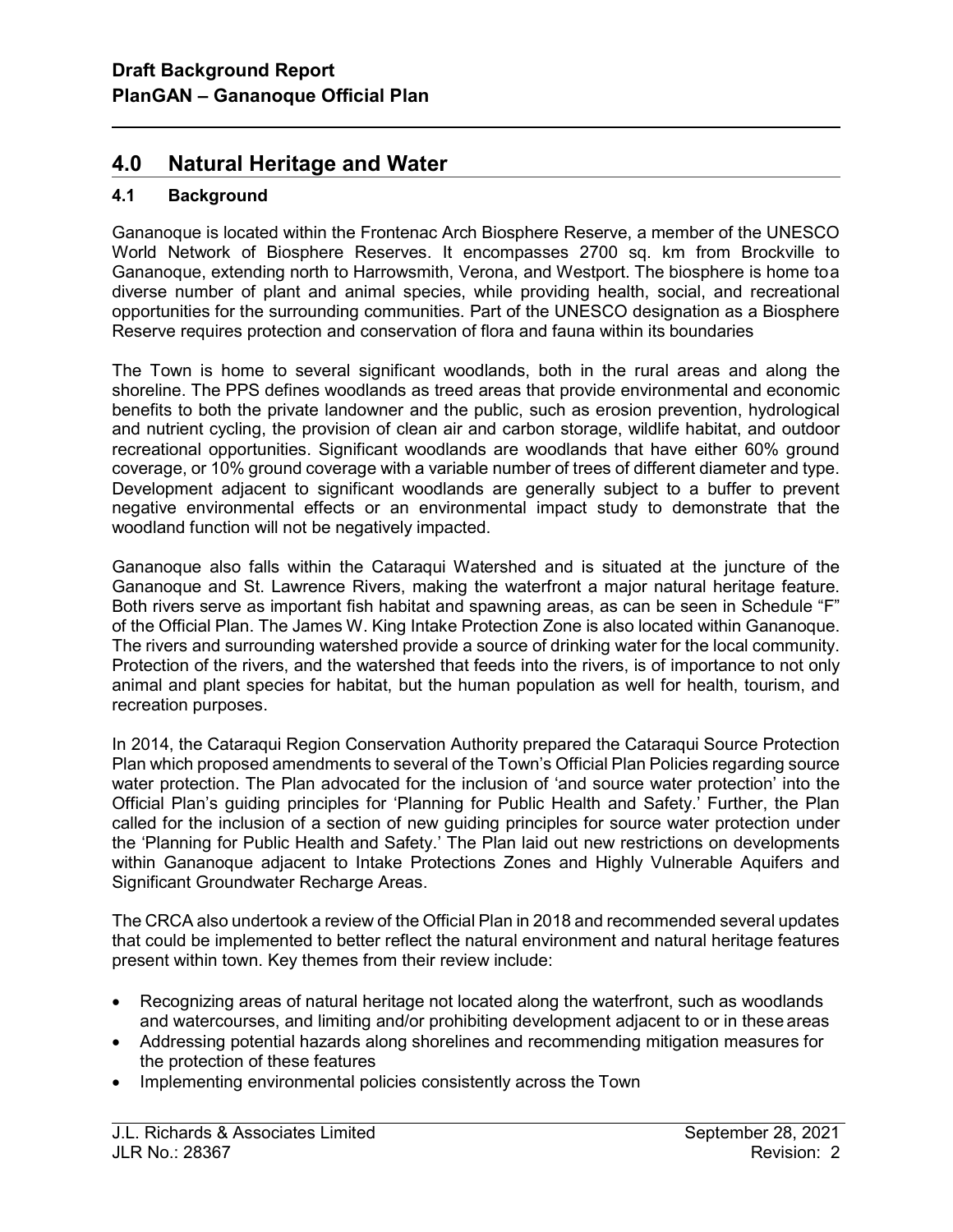## 4.0 Natural Heritage and Water

### 4.1 Background

Gananoque is located within the Frontenac Arch Biosphere Reserve, a member of the UNESCO World Network of Biosphere Reserves. It encompasses 2700 sq. km from Brockville to Gananoque, extending north to Harrowsmith, Verona, and Westport. The biosphere is home toa diverse number of plant and animal species, while providing health, social, and recreational opportunities for the surrounding communities. Part of the UNESCO designation as a Biosphere Reserve requires protection and conservation of flora and fauna within its boundaries

The Town is home to several significant woodlands, both in the rural areas and along the shoreline. The PPS defines woodlands as treed areas that provide environmental and economic benefits to both the private landowner and the public, such as erosion prevention, hydrological and nutrient cycling, the provision of clean air and carbon storage, wildlife habitat, and outdoor recreational opportunities. Significant woodlands are woodlands that have either 60% ground coverage, or 10% ground coverage with a variable number of trees of different diameter and type. Development adjacent to significant woodlands are generally subject to a buffer to prevent negative environmental effects or an environmental impact study to demonstrate that the woodland function will not be negatively impacted.

Gananoque also falls within the Cataraqui Watershed and is situated at the juncture of the Gananoque and St. Lawrence Rivers, making the waterfront a major natural heritage feature. Both rivers serve as important fish habitat and spawning areas, as can be seen in Schedule "F" of the Official Plan. The James W. King Intake Protection Zone is also located within Gananoque. The rivers and surrounding watershed provide a source of drinking water for the local community. Protection of the rivers, and the watershed that feeds into the rivers, is of importance to not only animal and plant species for habitat, but the human population as well for health, tourism, and recreation purposes.

In 2014, the Cataraqui Region Conservation Authority prepared the Cataraqui Source Protection Plan which proposed amendments to several of the Town's Official Plan Policies regarding source water protection. The Plan advocated for the inclusion of 'and source water protection' into the Official Plan's guiding principles for 'Planning for Public Health and Safety.' Further, the Plan called for the inclusion of a section of new guiding principles for source water protection under the 'Planning for Public Health and Safety.' The Plan laid out new restrictions on developments within Gananoque adjacent to Intake Protections Zones and Highly Vulnerable Aquifers and Significant Groundwater Recharge Areas.

The CRCA also undertook a review of the Official Plan in 2018 and recommended several updates that could be implemented to better reflect the natural environment and natural heritage features present within town. Key themes from their review include:

- Recognizing areas of natural heritage not located along the waterfront, such as woodlands and watercourses, and limiting and/or prohibiting development adjacent to or in these areas
- Addressing potential hazards along shorelines and recommending mitigation measures for the protection of these features
- Implementing environmental policies consistently across the Town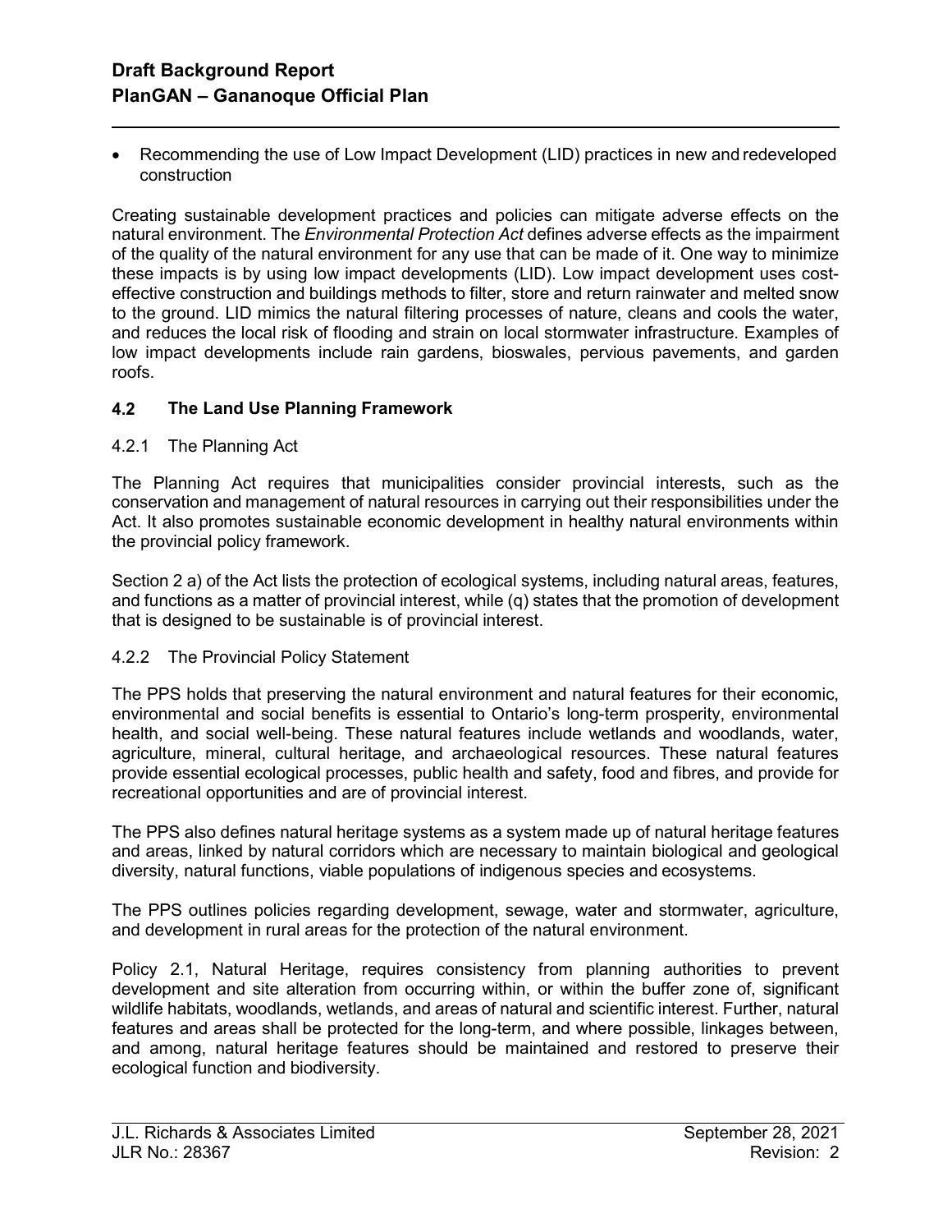- Recommending the use of Low Impact Development (LID) practices in new and redeveloped construction

Creating sustainable development practices and policies can mitigate adverse effects on the natural environment. The *Environmental Protection Act* defines adverse effects as the impairment of the quality of the natural environment for any use that can be made of it. One way to minimize these impacts is by using low impact developments (LID). Low impact development uses cost-effective construction and buildings methods to filter, store and return rainwater and melted snow to the ground. LID mimics the natural filtering processes of nature, cleans and cools the water, and reduces the local risk of flooding and strain on local stormwater infrastructure. Examples of low impact developments include rain gardens, bioswales, pervious pavements, and garden roofs.

## 4.2 The Land Use Planning Framework

### 4.2.1 The Planning Act

The Planning Act requires that municipalities consider provincial interests, such as the conservation and management of natural resources in carrying out their responsibilities under the Act. It also promotes sustainable economic development in healthy natural environments within the provincial policy framework.

Section 2 a) of the Act lists the protection of ecological systems, including natural areas, features, and functions as a matter of provincial interest, while (q) states that the promotion of development that is designed to be sustainable is of provincial interest.

### 4.2.2 The Provincial Policy Statement

The PPS holds that preserving the natural environment and natural features for their economic, environmental and social benefits is essential to Ontario's long-term prosperity, environmental health, and social well-being. These natural features include wetlands and woodlands, water, agriculture, mineral, cultural heritage, and archaeological resources. These natural features provide essential ecological processes, public health and safety, food and fibres, and provide for recreational opportunities and are of provincial interest.

The PPS also defines natural heritage systems as a system made up of natural heritage features and areas, linked by natural corridors which are necessary to maintain biological and geological diversity, natural functions, viable populations of indigenous species and ecosystems.

The PPS outlines policies regarding development, sewage, water and stormwater, agriculture, and development in rural areas for the protection of the natural environment.

Policy 2.1, Natural Heritage, requires consistency from planning authorities to prevent development and site alteration from occurring within, or within the buffer zone of, significant wildlife habitats, woodlands, wetlands, and areas of natural and scientific interest. Further, natural features and areas shall be protected for the long-term, and where possible, linkages between, and among, natural heritage features should be maintained and restored to preserve their ecological function and biodiversity.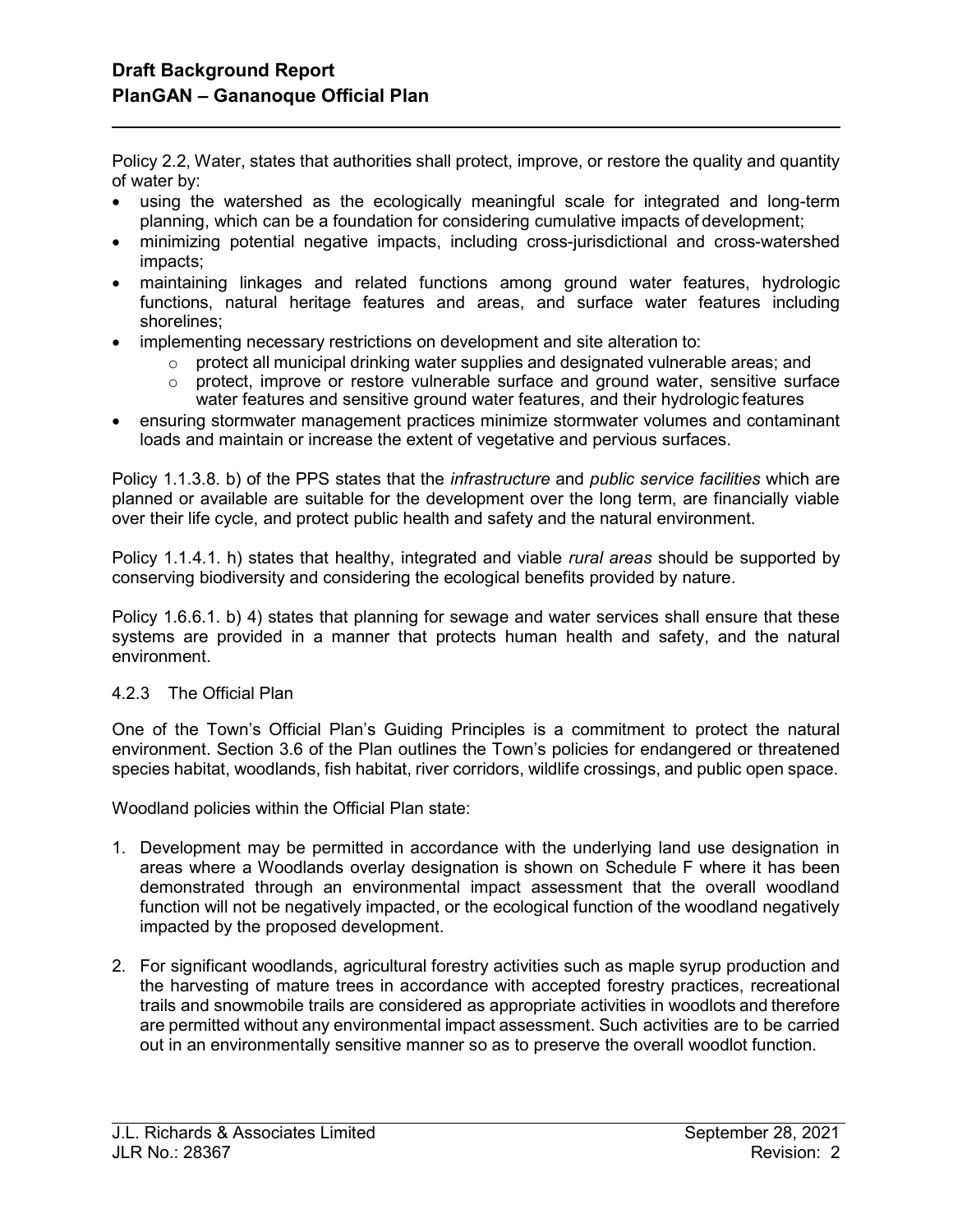Policy 2.2, Water, states that authorities shall protect, improve, or restore the quality and quantity of water by:

- using the watershed as the ecologically meaningful scale for integrated and long-term planning, which can be a foundation for considering cumulative impacts of development;
- minimizing potential negative impacts, including cross-jurisdictional and cross-watershed impacts;
- maintaining linkages and related functions among ground water features, hydrologic functions, natural heritage features and areas, and surface water features including shorelines;
- implementing necessary restrictions on development and site alteration to:
  - protect all municipal drinking water supplies and designated vulnerable areas; and
  - protect, improve or restore vulnerable surface and ground water, sensitive surface water features and sensitive ground water features, and their hydrologic features
- ensuring stormwater management practices minimize stormwater volumes and contaminant loads and maintain or increase the extent of vegetative and pervious surfaces.

Policy 1.1.3.8. b) of the PPS states that the *infrastructure* and *public service facilities* which are planned or available are suitable for the development over the long term, are financially viable over their life cycle, and protect public health and safety and the natural environment.

Policy 1.1.4.1. h) states that healthy, integrated and viable *rural areas* should be supported by conserving biodiversity and considering the ecological benefits provided by nature.

Policy 1.6.6.1. b) 4) states that planning for sewage and water services shall ensure that these systems are provided in a manner that protects human health and safety, and the natural environment.

### 4.2.3 The Official Plan

One of the Town's Official Plan's Guiding Principles is a commitment to protect the natural environment. Section 3.6 of the Plan outlines the Town's policies for endangered or threatened species habitat, woodlands, fish habitat, river corridors, wildlife crossings, and public open space.

Woodland policies within the Official Plan state:

1. Development may be permitted in accordance with the underlying land use designation in areas where a Woodlands overlay designation is shown on Schedule F where it has been demonstrated through an environmental impact assessment that the overall woodland function will not be negatively impacted, or the ecological function of the woodland negatively impacted by the proposed development.

2. For significant woodlands, agricultural forestry activities such as maple syrup production and the harvesting of mature trees in accordance with accepted forestry practices, recreational trails and snowmobile trails are considered as appropriate activities in woodlots and therefore are permitted without any environmental impact assessment. Such activities are to be carried out in an environmentally sensitive manner so as to preserve the overall woodlot function.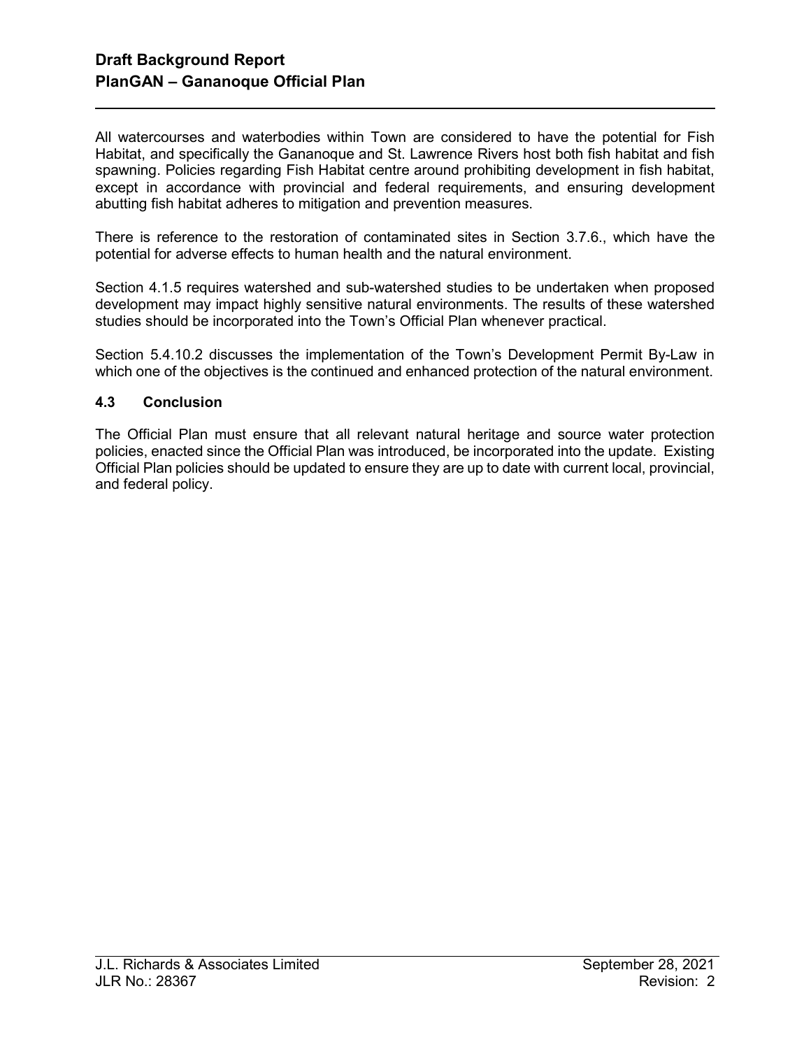All watercourses and waterbodies within Town are considered to have the potential for Fish Habitat, and specifically the Gananoque and St. Lawrence Rivers host both fish habitat and fish spawning. Policies regarding Fish Habitat centre around prohibiting development in fish habitat, except in accordance with provincial and federal requirements, and ensuring development abutting fish habitat adheres to mitigation and prevention measures.

There is reference to the restoration of contaminated sites in Section 3.7.6., which have the potential for adverse effects to human health and the natural environment.

Section 4.1.5 requires watershed and sub-watershed studies to be undertaken when proposed development may impact highly sensitive natural environments. The results of these watershed studies should be incorporated into the Town's Official Plan whenever practical.

Section 5.4.10.2 discusses the implementation of the Town's Development Permit By-Law in which one of the objectives is the continued and enhanced protection of the natural environment.

### 4.3 Conclusion

The Official Plan must ensure that all relevant natural heritage and source water protection policies, enacted since the Official Plan was introduced, be incorporated into the update. Existing Official Plan policies should be updated to ensure they are up to date with current local, provincial, and federal policy.